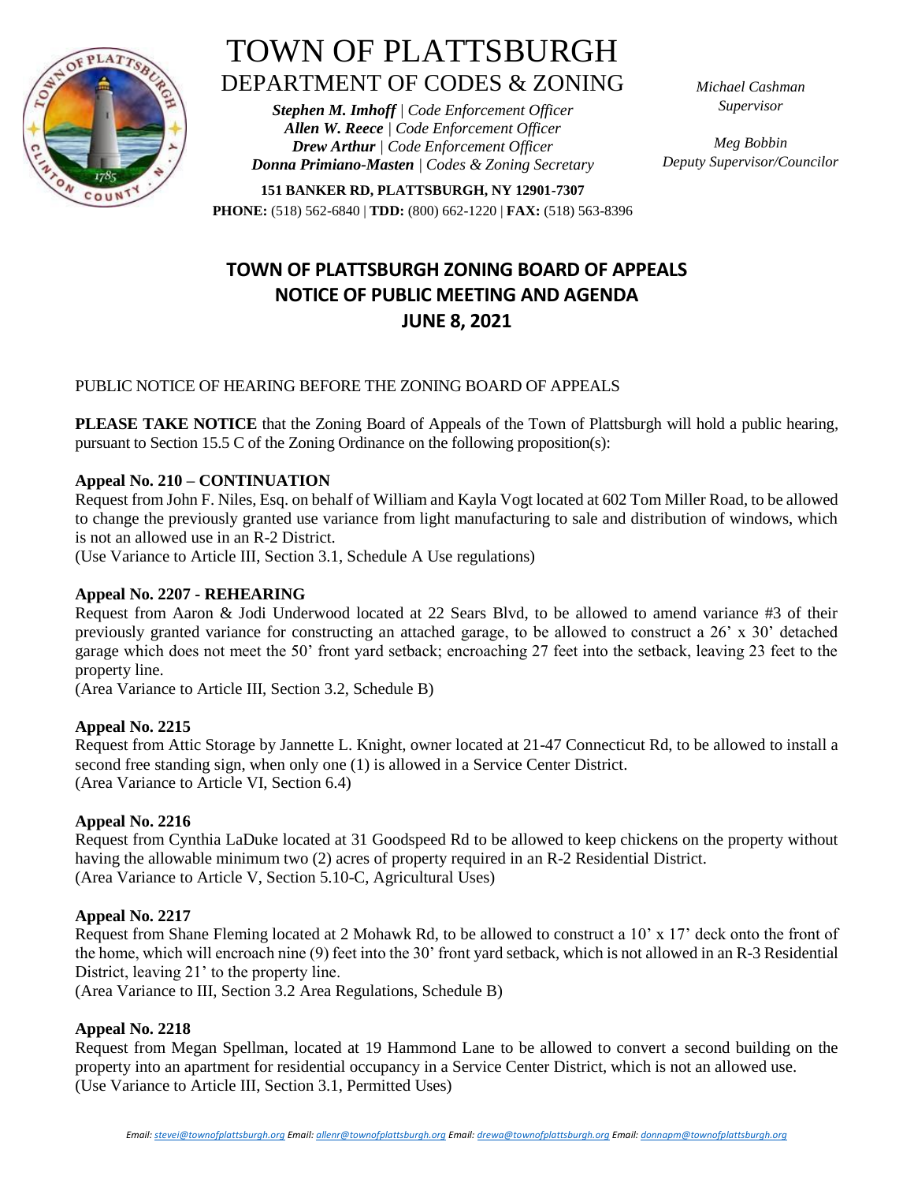# TOWN OF PLATTSBURGH
## DEPARTMENT OF CODES & ZONING

***Stephen M. Imhoff** | Code Enforcement Officer*
***Allen W. Reece** | Code Enforcement Officer*
***Drew Arthur** | Code Enforcement Officer*
***Donna Primiano-Masten** | Codes & Zoning Secretary*

*Michael Cashman*
*Supervisor*

*Meg Bobbin*
*Deputy Supervisor/Councilor*

**151 BANKER RD, PLATTSBURGH, NY 12901-7307**
**PHONE:** (518) 562-6840 | **TDD:** (800) 662-1220 | **FAX:** (518) 563-8396

## TOWN OF PLATTSBURGH ZONING BOARD OF APPEALS NOTICE OF PUBLIC MEETING AND AGENDA JUNE 8, 2021

PUBLIC NOTICE OF HEARING BEFORE THE ZONING BOARD OF APPEALS

**PLEASE TAKE NOTICE** that the Zoning Board of Appeals of the Town of Plattsburgh will hold a public hearing, pursuant to Section 15.5 C of the Zoning Ordinance on the following proposition(s):

**Appeal No. 210 – CONTINUATION**
Request from John F. Niles, Esq. on behalf of William and Kayla Vogt located at 602 Tom Miller Road, to be allowed to change the previously granted use variance from light manufacturing to sale and distribution of windows, which is not an allowed use in an R-2 District.
(Use Variance to Article III, Section 3.1, Schedule A Use regulations)

**Appeal No. 2207 - REHEARING**
Request from Aaron & Jodi Underwood located at 22 Sears Blvd, to be allowed to amend variance #3 of their previously granted variance for constructing an attached garage, to be allowed to construct a 26' x 30' detached garage which does not meet the 50' front yard setback; encroaching 27 feet into the setback, leaving 23 feet to the property line.
(Area Variance to Article III, Section 3.2, Schedule B)

**Appeal No. 2215**
Request from Attic Storage by Jannette L. Knight, owner located at 21-47 Connecticut Rd, to be allowed to install a second free standing sign, when only one (1) is allowed in a Service Center District.
(Area Variance to Article VI, Section 6.4)

**Appeal No. 2216**
Request from Cynthia LaDuke located at 31 Goodspeed Rd to be allowed to keep chickens on the property without having the allowable minimum two (2) acres of property required in an R-2 Residential District.
(Area Variance to Article V, Section 5.10-C, Agricultural Uses)

**Appeal No. 2217**
Request from Shane Fleming located at 2 Mohawk Rd, to be allowed to construct a 10' x 17' deck onto the front of the home, which will encroach nine (9) feet into the 30' front yard setback, which is not allowed in an R-3 Residential District, leaving 21' to the property line.
(Area Variance to III, Section 3.2 Area Regulations, Schedule B)

**Appeal No. 2218**
Request from Megan Spellman, located at 19 Hammond Lane to be allowed to convert a second building on the property into an apartment for residential occupancy in a Service Center District, which is not an allowed use.
(Use Variance to Article III, Section 3.1, Permitted Uses)

*Email: stevei@townofplattsburgh.org Email: allenr@townofplattsburgh.org Email: drewa@townofplattsburgh.org Email: donnapm@townofplattsburgh.org*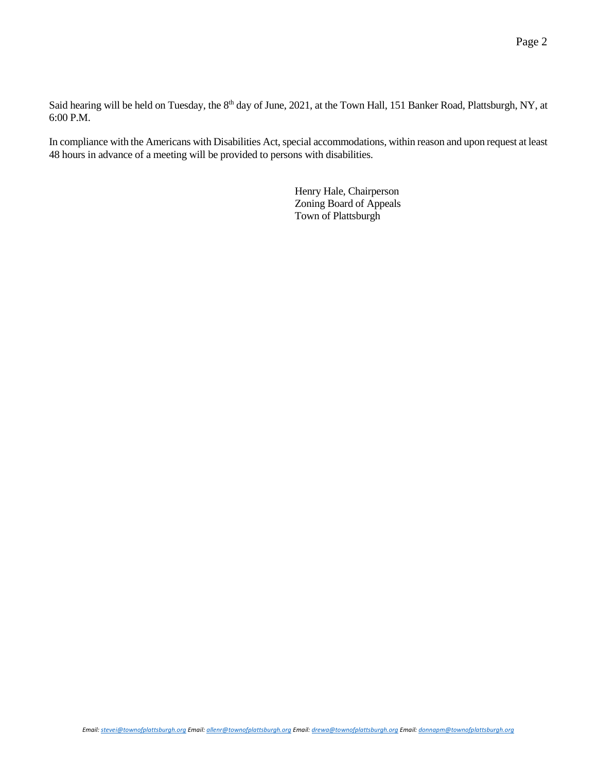Said hearing will be held on Tuesday, the 8th day of June, 2021, at the Town Hall, 151 Banker Road, Plattsburgh, NY, at 6:00 P.M.

In compliance with the Americans with Disabilities Act, special accommodations, within reason and upon request at least 48 hours in advance of a meeting will be provided to persons with disabilities.

Henry Hale, Chairperson
Zoning Board of Appeals
Town of Plattsburgh

*Email: stevei@townofplattsburgh.org Email: allenr@townofplattsburgh.org Email: drewa@townofplattsburgh.org Email: donnapm@townofplattsburgh.org*